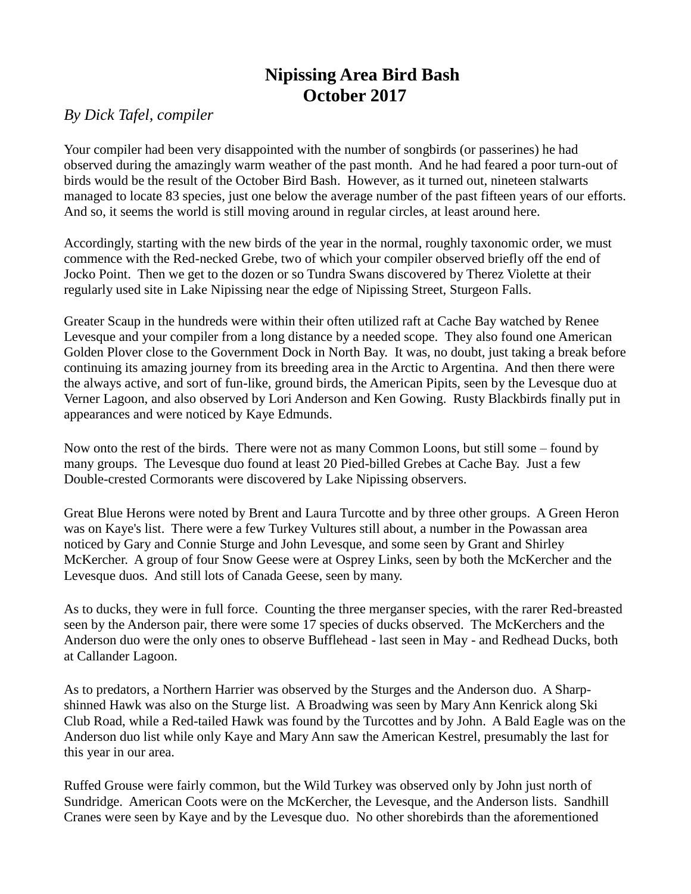# Nipissing Area Bird Bash
# October 2017

*By Dick Tafel, compiler*

Your compiler had been very disappointed with the number of songbirds (or passerines) he had observed during the amazingly warm weather of the past month. And he had feared a poor turn-out of birds would be the result of the October Bird Bash. However, as it turned out, nineteen stalwarts managed to locate 83 species, just one below the average number of the past fifteen years of our efforts. And so, it seems the world is still moving around in regular circles, at least around here.

Accordingly, starting with the new birds of the year in the normal, roughly taxonomic order, we must commence with the Red-necked Grebe, two of which your compiler observed briefly off the end of Jocko Point. Then we get to the dozen or so Tundra Swans discovered by Therez Violette at their regularly used site in Lake Nipissing near the edge of Nipissing Street, Sturgeon Falls.

Greater Scaup in the hundreds were within their often utilized raft at Cache Bay watched by Renee Levesque and your compiler from a long distance by a needed scope. They also found one American Golden Plover close to the Government Dock in North Bay. It was, no doubt, just taking a break before continuing its amazing journey from its breeding area in the Arctic to Argentina. And then there were the always active, and sort of fun-like, ground birds, the American Pipits, seen by the Levesque duo at Verner Lagoon, and also observed by Lori Anderson and Ken Gowing. Rusty Blackbirds finally put in appearances and were noticed by Kaye Edmunds.

Now onto the rest of the birds. There were not as many Common Loons, but still some – found by many groups. The Levesque duo found at least 20 Pied-billed Grebes at Cache Bay. Just a few Double-crested Cormorants were discovered by Lake Nipissing observers.

Great Blue Herons were noted by Brent and Laura Turcotte and by three other groups. A Green Heron was on Kaye's list. There were a few Turkey Vultures still about, a number in the Powassan area noticed by Gary and Connie Sturge and John Levesque, and some seen by Grant and Shirley McKercher. A group of four Snow Geese were at Osprey Links, seen by both the McKercher and the Levesque duos. And still lots of Canada Geese, seen by many.

As to ducks, they were in full force. Counting the three merganser species, with the rarer Red-breasted seen by the Anderson pair, there were some 17 species of ducks observed. The McKerchers and the Anderson duo were the only ones to observe Bufflehead - last seen in May - and Redhead Ducks, both at Callander Lagoon.

As to predators, a Northern Harrier was observed by the Sturges and the Anderson duo. A Sharp-shinned Hawk was also on the Sturge list. A Broadwing was seen by Mary Ann Kenrick along Ski Club Road, while a Red-tailed Hawk was found by the Turcottes and by John. A Bald Eagle was on the Anderson duo list while only Kaye and Mary Ann saw the American Kestrel, presumably the last for this year in our area.

Ruffed Grouse were fairly common, but the Wild Turkey was observed only by John just north of Sundridge. American Coots were on the McKercher, the Levesque, and the Anderson lists. Sandhill Cranes were seen by Kaye and by the Levesque duo. No other shorebirds than the aforementioned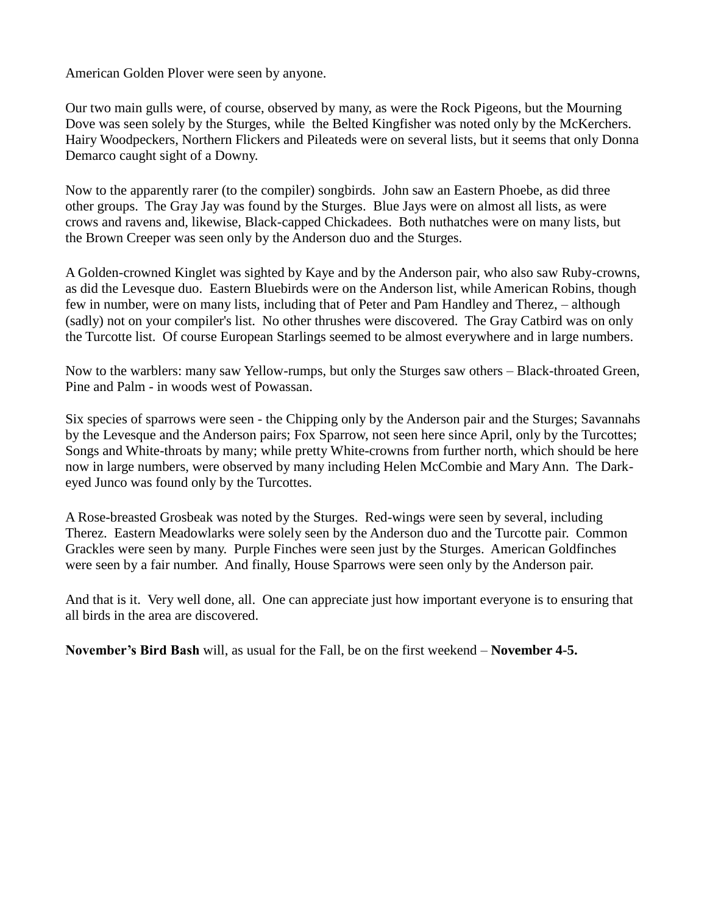American Golden Plover were seen by anyone.

Our two main gulls were, of course, observed by many, as were the Rock Pigeons, but the Mourning Dove was seen solely by the Sturges, while the Belted Kingfisher was noted only by the McKerchers. Hairy Woodpeckers, Northern Flickers and Pileateds were on several lists, but it seems that only Donna Demarco caught sight of a Downy.

Now to the apparently rarer (to the compiler) songbirds. John saw an Eastern Phoebe, as did three other groups. The Gray Jay was found by the Sturges. Blue Jays were on almost all lists, as were crows and ravens and, likewise, Black-capped Chickadees. Both nuthatches were on many lists, but the Brown Creeper was seen only by the Anderson duo and the Sturges.

A Golden-crowned Kinglet was sighted by Kaye and by the Anderson pair, who also saw Ruby-crowns, as did the Levesque duo. Eastern Bluebirds were on the Anderson list, while American Robins, though few in number, were on many lists, including that of Peter and Pam Handley and Therez, – although (sadly) not on your compiler's list. No other thrushes were discovered. The Gray Catbird was on only the Turcotte list. Of course European Starlings seemed to be almost everywhere and in large numbers.

Now to the warblers: many saw Yellow-rumps, but only the Sturges saw others – Black-throated Green, Pine and Palm - in woods west of Powassan.

Six species of sparrows were seen - the Chipping only by the Anderson pair and the Sturges; Savannahs by the Levesque and the Anderson pairs; Fox Sparrow, not seen here since April, only by the Turcottes; Songs and White-throats by many; while pretty White-crowns from further north, which should be here now in large numbers, were observed by many including Helen McCombie and Mary Ann. The Dark-eyed Junco was found only by the Turcottes.

A Rose-breasted Grosbeak was noted by the Sturges. Red-wings were seen by several, including Therez. Eastern Meadowlarks were solely seen by the Anderson duo and the Turcotte pair. Common Grackles were seen by many. Purple Finches were seen just by the Sturges. American Goldfinches were seen by a fair number. And finally, House Sparrows were seen only by the Anderson pair.

And that is it. Very well done, all. One can appreciate just how important everyone is to ensuring that all birds in the area are discovered.

**November's Bird Bash** will, as usual for the Fall, be on the first weekend – **November 4-5.**